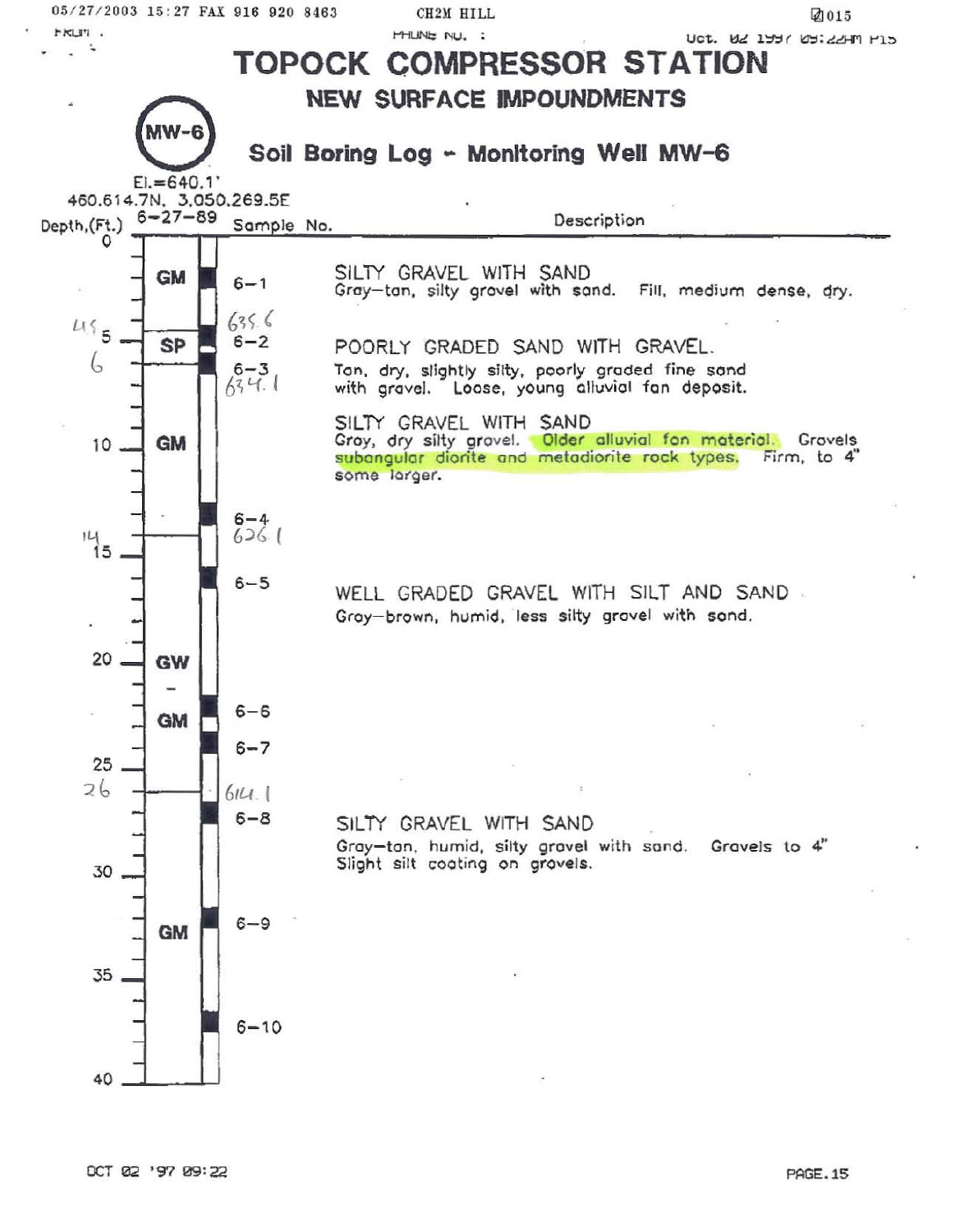# TOPOCK COMPRESSOR STATION

## NEW SURFACE IMPOUNDMENTS

**MW-6**

## Soil Boring Log - Monitoring Well MW-6

El.=640.1'
460,614.7N, 3,050,269.5E
6-27-89

| Depth (Ft.) | Soil Type | Sample No. | Description |
|---|---|---|---|
| 0–4.5 | GM | 6-1 | SILTY GRAVEL WITH SAND<br>Gray-tan, silty gravel with sand. Fill, medium dense, dry. |
| 4.5–6 (635.6) | SP | 6-2, 6-3 | POORLY GRADED SAND WITH GRAVEL.<br>Tan, dry, slightly silty, poorly graded fine sand with gravel. Loose, young alluvial fan deposit. |
| 6 (634.1)–14 | GM | 6-4 | SILTY GRAVEL WITH SAND<br>Gray, dry silty gravel. Older alluvial fan material. Gravels subangular diorite and metadiorite rock types. Firm, to 4" some larger. |
| 14 (626.1)–26 | GW-GM | 6-5, 6-6, 6-7 | WELL GRADED GRAVEL WITH SILT AND SAND<br>Gray-brown, humid, less silty gravel with sand. |
| 26 (614.1)–40 | GM | 6-8, 6-9, 6-10 | SILTY GRAVEL WITH SAND<br>Gray-tan, humid, silty gravel with sand. Gravels to 4"<br>Slight silt coating on gravels. |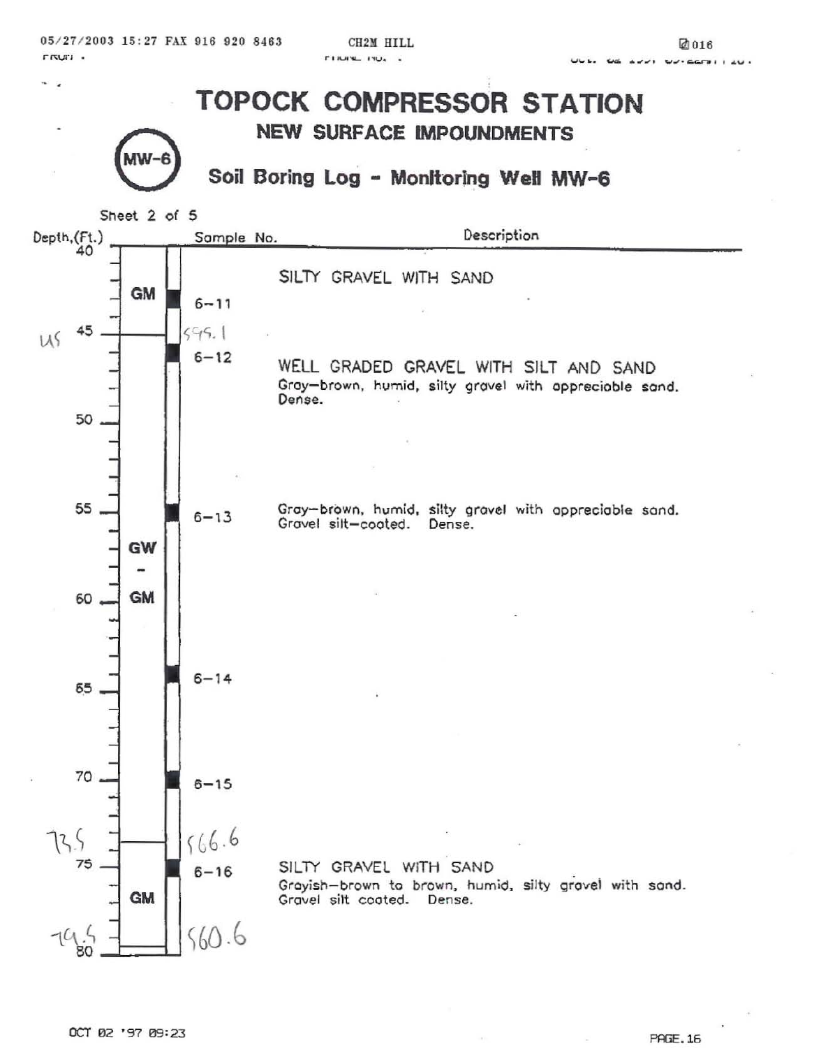# TOPOCK COMPRESSOR STATION

## NEW SURFACE IMPOUNDMENTS

MW-6

## Soil Boring Log - Monitoring Well MW-6

Sheet 2 of 5

| Depth, (Ft.) | USCS | Sample No. | Description |
|---|---|---|---|
| 40–45 | GM | 6-11 | SILTY GRAVEL WITH SAND |
| 45 (US) | | 595.1 | |
| 45–73.5 | GW - GM | 6-12 | WELL GRADED GRAVEL WITH SILT AND SAND<br>Gray-brown, humid, silty gravel with appreciable sand. Dense. |
| 55 | | 6-13 | Gray-brown, humid, silty gravel with appreciable sand. Gravel silt-coated. Dense. |
| 65 | | 6-14 | |
| 70 | | 6-15 | |
| 73.5 | | 566.6 | |
| 73.5–79.5 | GM | 6-16 | SILTY GRAVEL WITH SAND<br>Grayish-brown to brown, humid, silty gravel with sand. Gravel silt coated. Dense. |
| 79.5 | | 560.6 | |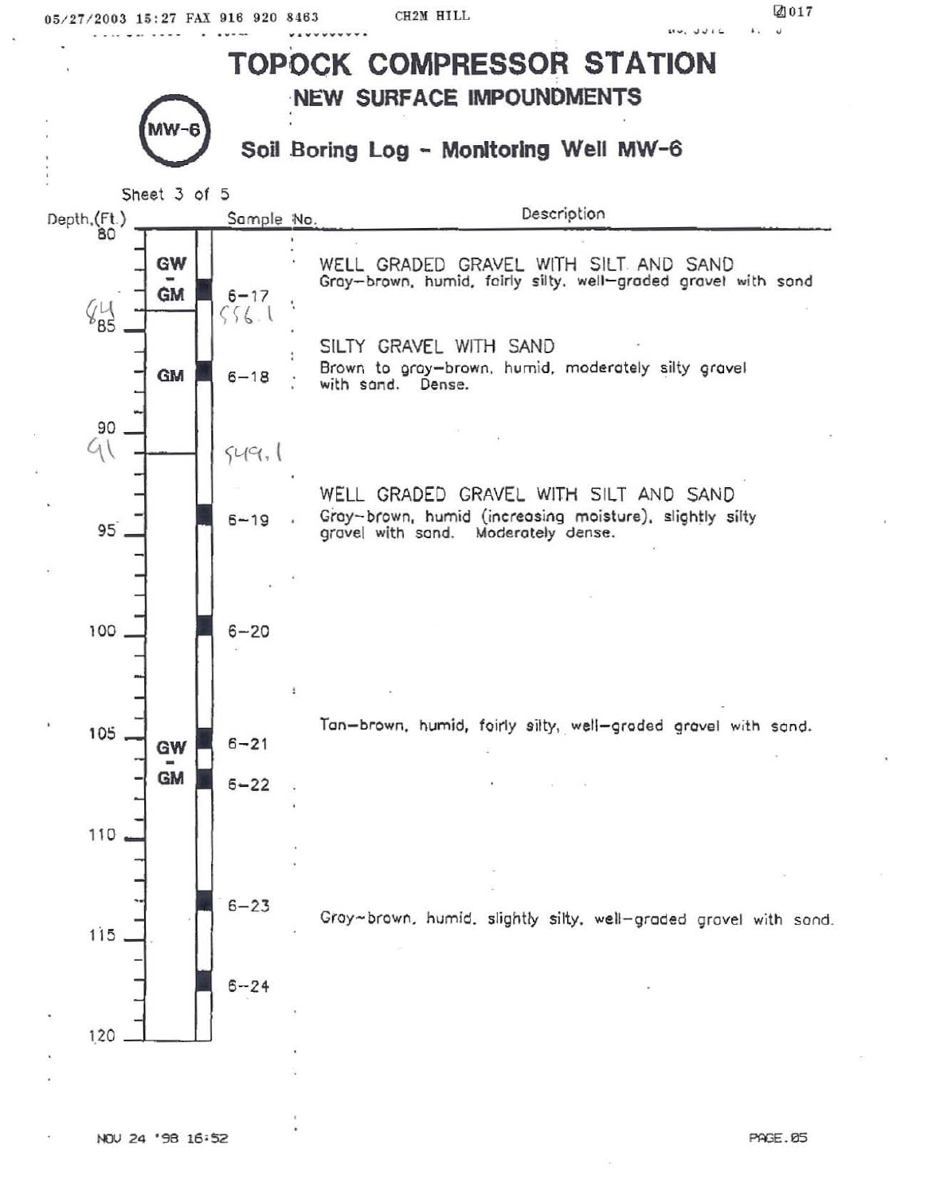# TOPOCK COMPRESSOR STATION

## NEW SURFACE IMPOUNDMENTS

MW-6

## Soil Boring Log - Monitoring Well MW-6

Sheet 3 of 5

| Depth (Ft.) | USCS | Sample No. | Description |
|---|---|---|---|
| 80–84 | GW-GM | 6-17 | **WELL GRADED GRAVEL WITH SILT AND SAND** Gray-brown, humid, fairly silty, well-graded gravel with sand |
| 84–91 (556.1) | GM | 6-18 | **SILTY GRAVEL WITH SAND** Brown to gray-brown, humid, moderately silty gravel with sand. Dense. |
| 91–120 (549.1) | GW-GM | 6-19, 6-20 | **WELL GRADED GRAVEL WITH SILT AND SAND** Gray-brown, humid (increasing moisture), slightly silty gravel with sand. Moderately dense. |
| | | 6-21, 6-22 | Tan-brown, humid, fairly silty, well-graded gravel with sand. |
| | | 6-23, 6-24 | Gray-brown, humid, slightly silty, well-graded gravel with sand. |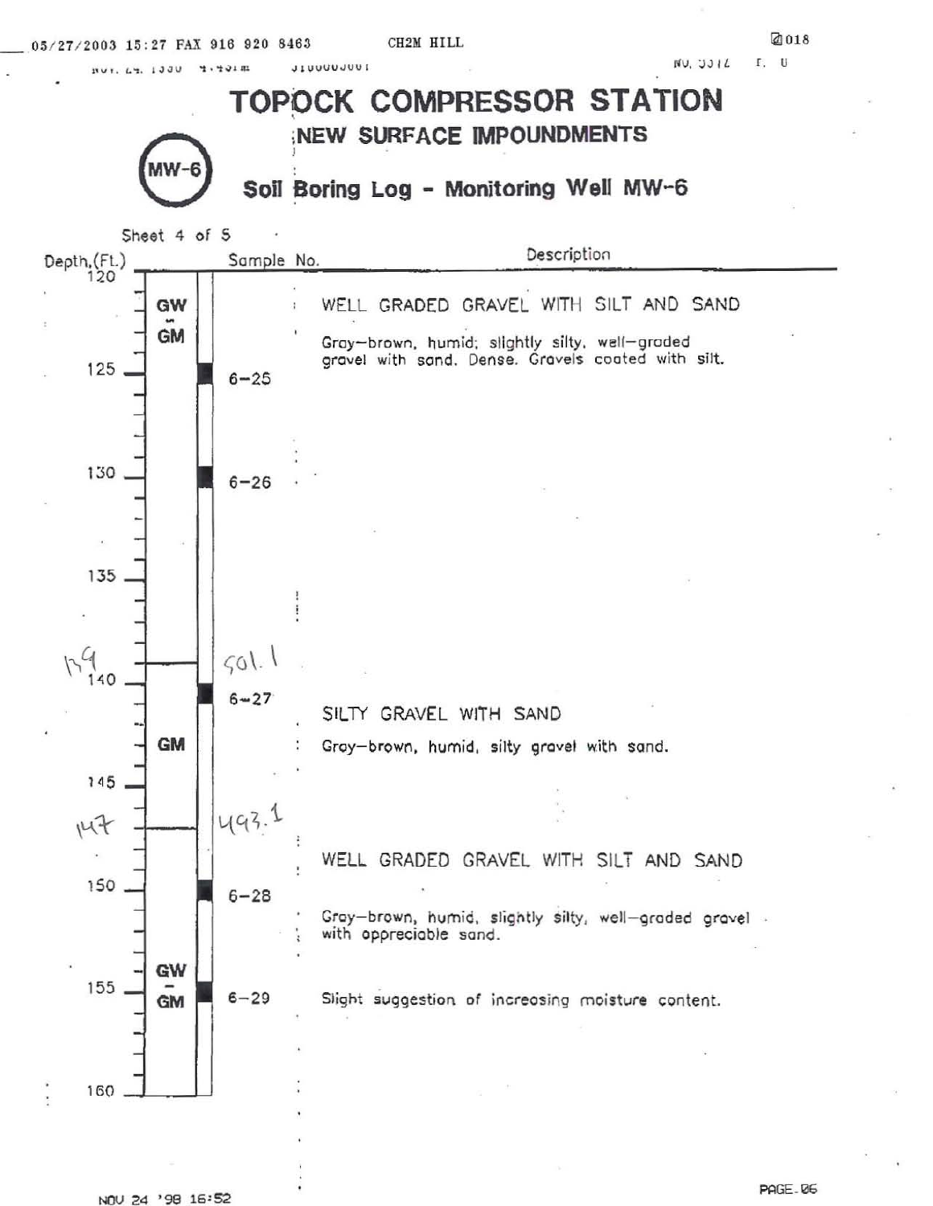# TOPOCK COMPRESSOR STATION

## NEW SURFACE IMPOUNDMENTS

MW-6

## Soil Boring Log - Monitoring Well MW-6

Sheet 4 of 5

| Depth (Ft.) | USCS | Sample No. | Description |
|---|---|---|---|
| 120–139 | GW-GM | | **WELL GRADED GRAVEL WITH SILT AND SAND**<br>Gray-brown, humid; slightly silty, well-graded gravel with sand. Dense. Gravels coated with silt. |
| 125 | | 6-25 | |
| 130 | | 6-26 | |
| 139 | | 501.1 | |
| 139–147 | GM | | **SILTY GRAVEL WITH SAND**<br>Gray-brown, humid, silty gravel with sand. |
| 140 | | 6-27 | |
| 147 | | 493.1 | |
| 147–160 | GW-GM | | **WELL GRADED GRAVEL WITH SILT AND SAND**<br>Gray-brown, humid, slightly silty, well-graded gravel with appreciable sand. |
| 150 | | 6-28 | |
| 155 | | 6-29 | Slight suggestion of increasing moisture content. |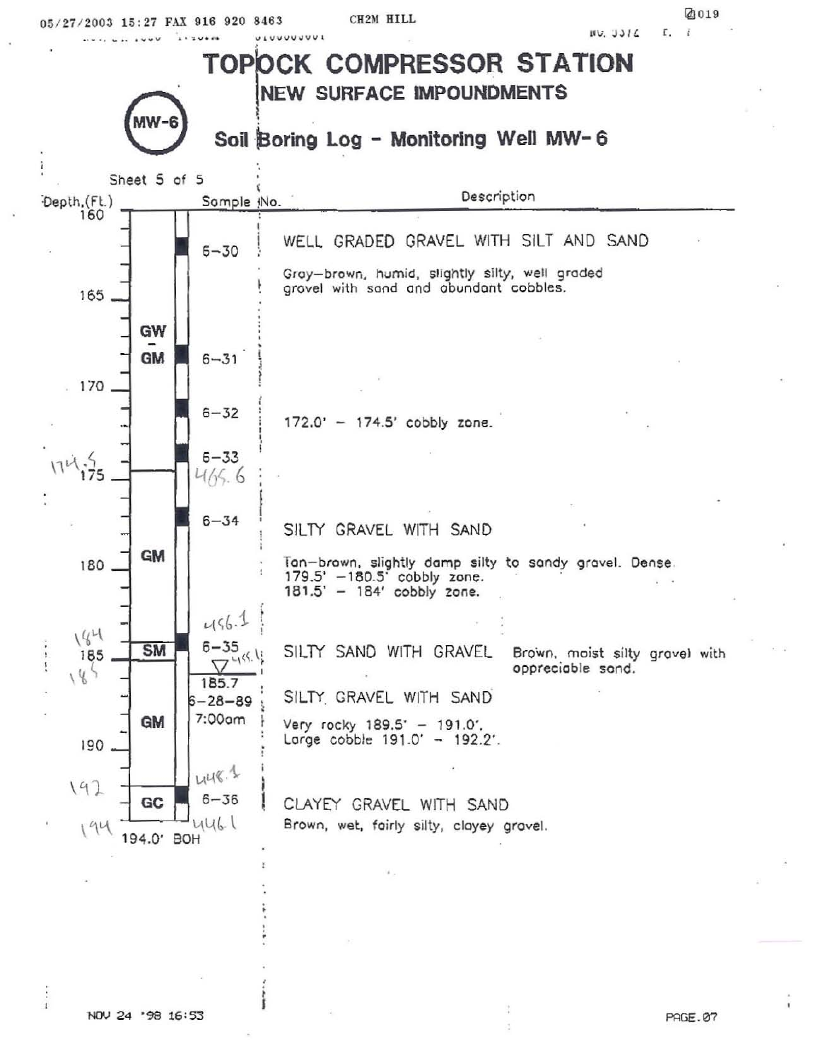# TOPOCK COMPRESSOR STATION

## NEW SURFACE IMPOUNDMENTS

MW-6

## Soil Boring Log – Monitoring Well MW-6

Sheet 5 of 5

| Depth (Ft.) | USCS | Sample No. | Description |
|---|---|---|---|
| 160–174.5 | GW-GM | 6-30, 6-31, 6-32, 6-33 | **WELL GRADED GRAVEL WITH SILT AND SAND**<br>Gray-brown, humid, slightly silty, well graded gravel with sand and abundant cobbles.<br>172.0' – 174.5' cobbly zone. |
| 174.5–184 | GM | 6-34 | **SILTY GRAVEL WITH SAND**<br>Tan-brown, slightly damp silty to sandy gravel. Dense.<br>179.5' – 180.5' cobbly zone.<br>181.5' – 184' cobbly zone. |
| 184–185 | SM | 6-35 | **SILTY SAND WITH GRAVEL** Brown, moist silty gravel with appreciable sand. |
| 185–192 | GM | 185.7<br>6-28-89<br>7:00am | **SILTY GRAVEL WITH SAND**<br>Very rocky 189.5' – 191.0'.<br>Large cobble 191.0' – 192.2'. |
| 192–194 | GC | 6-36 | **CLAYEY GRAVEL WITH SAND**<br>Brown, wet, fairly silty, clayey gravel. |

194.0' BOH

Handwritten annotations: 174.5 (465.6); 184 (456.1); 185 (455.1); 192 (448.1); 194 (446.1)